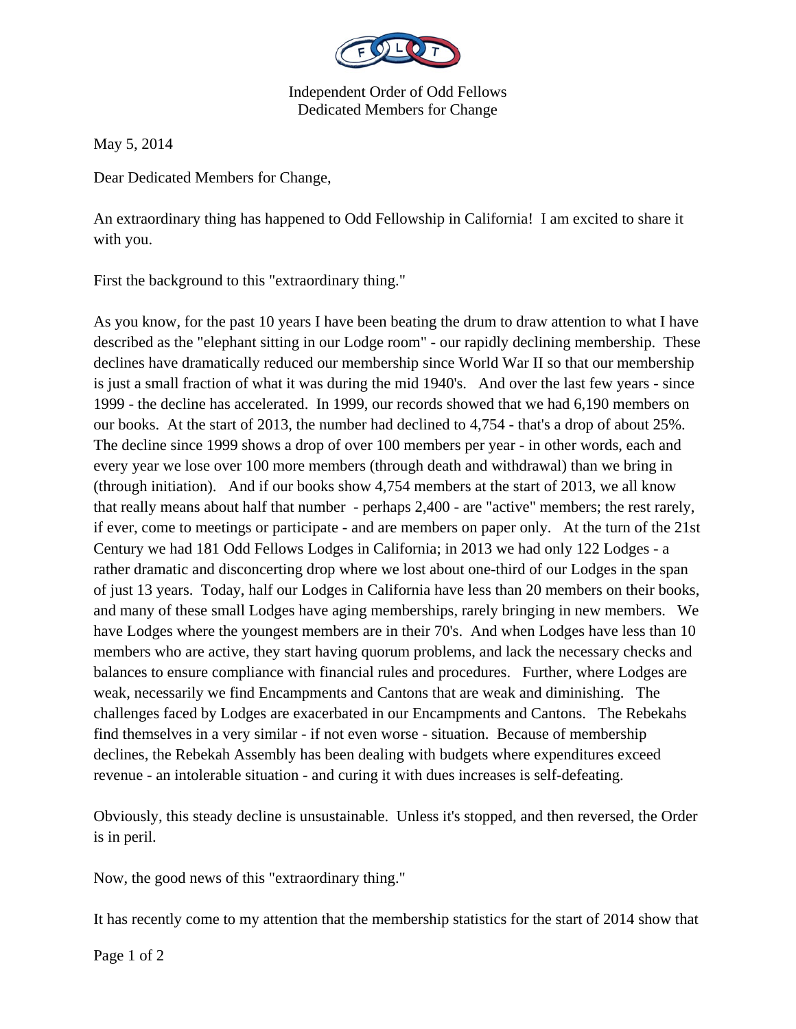Independent Order of Odd Fellows
Dedicated Members for Change

May 5, 2014

Dear Dedicated Members for Change,

An extraordinary thing has happened to Odd Fellowship in California! I am excited to share it with you.

First the background to this "extraordinary thing."

As you know, for the past 10 years I have been beating the drum to draw attention to what I have described as the "elephant sitting in our Lodge room" - our rapidly declining membership. These declines have dramatically reduced our membership since World War II so that our membership is just a small fraction of what it was during the mid 1940's. And over the last few years - since 1999 - the decline has accelerated. In 1999, our records showed that we had 6,190 members on our books. At the start of 2013, the number had declined to 4,754 - that's a drop of about 25%. The decline since 1999 shows a drop of over 100 members per year - in other words, each and every year we lose over 100 more members (through death and withdrawal) than we bring in (through initiation). And if our books show 4,754 members at the start of 2013, we all know that really means about half that number - perhaps 2,400 - are "active" members; the rest rarely, if ever, come to meetings or participate - and are members on paper only. At the turn of the 21st Century we had 181 Odd Fellows Lodges in California; in 2013 we had only 122 Lodges - a rather dramatic and disconcerting drop where we lost about one-third of our Lodges in the span of just 13 years. Today, half our Lodges in California have less than 20 members on their books, and many of these small Lodges have aging memberships, rarely bringing in new members. We have Lodges where the youngest members are in their 70's. And when Lodges have less than 10 members who are active, they start having quorum problems, and lack the necessary checks and balances to ensure compliance with financial rules and procedures. Further, where Lodges are weak, necessarily we find Encampments and Cantons that are weak and diminishing. The challenges faced by Lodges are exacerbated in our Encampments and Cantons. The Rebekahs find themselves in a very similar - if not even worse - situation. Because of membership declines, the Rebekah Assembly has been dealing with budgets where expenditures exceed revenue - an intolerable situation - and curing it with dues increases is self-defeating.

Obviously, this steady decline is unsustainable. Unless it's stopped, and then reversed, the Order is in peril.

Now, the good news of this "extraordinary thing."

It has recently come to my attention that the membership statistics for the start of 2014 show that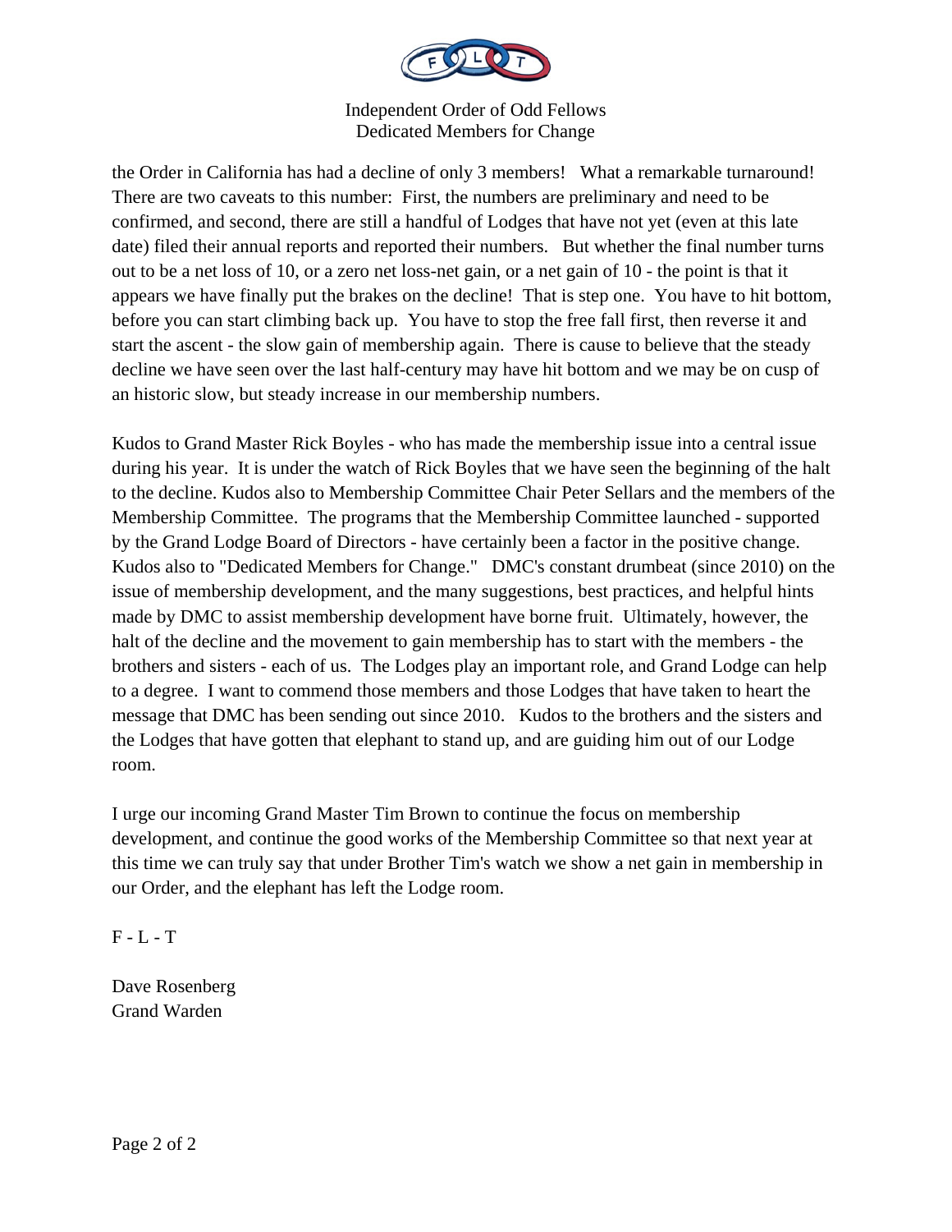Independent Order of Odd Fellows
Dedicated Members for Change

the Order in California has had a decline of only 3 members! What a remarkable turnaround! There are two caveats to this number: First, the numbers are preliminary and need to be confirmed, and second, there are still a handful of Lodges that have not yet (even at this late date) filed their annual reports and reported their numbers. But whether the final number turns out to be a net loss of 10, or a zero net loss-net gain, or a net gain of 10 - the point is that it appears we have finally put the brakes on the decline! That is step one. You have to hit bottom, before you can start climbing back up. You have to stop the free fall first, then reverse it and start the ascent - the slow gain of membership again. There is cause to believe that the steady decline we have seen over the last half-century may have hit bottom and we may be on cusp of an historic slow, but steady increase in our membership numbers.

Kudos to Grand Master Rick Boyles - who has made the membership issue into a central issue during his year. It is under the watch of Rick Boyles that we have seen the beginning of the halt to the decline. Kudos also to Membership Committee Chair Peter Sellars and the members of the Membership Committee. The programs that the Membership Committee launched - supported by the Grand Lodge Board of Directors - have certainly been a factor in the positive change. Kudos also to "Dedicated Members for Change." DMC's constant drumbeat (since 2010) on the issue of membership development, and the many suggestions, best practices, and helpful hints made by DMC to assist membership development have borne fruit. Ultimately, however, the halt of the decline and the movement to gain membership has to start with the members - the brothers and sisters - each of us. The Lodges play an important role, and Grand Lodge can help to a degree. I want to commend those members and those Lodges that have taken to heart the message that DMC has been sending out since 2010. Kudos to the brothers and the sisters and the Lodges that have gotten that elephant to stand up, and are guiding him out of our Lodge room.

I urge our incoming Grand Master Tim Brown to continue the focus on membership development, and continue the good works of the Membership Committee so that next year at this time we can truly say that under Brother Tim's watch we show a net gain in membership in our Order, and the elephant has left the Lodge room.

F - L - T

Dave Rosenberg
Grand Warden